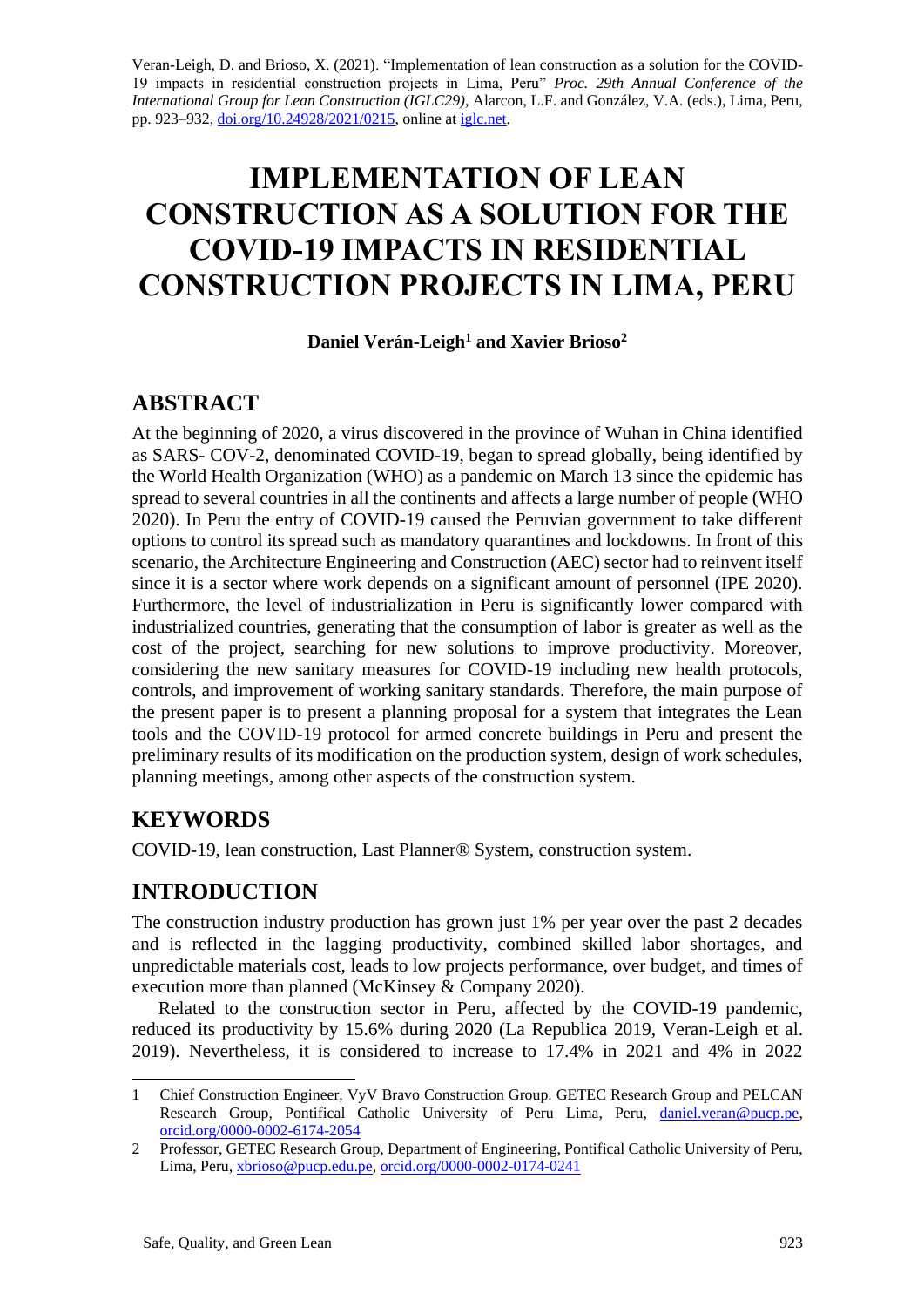Veran-Leigh, D. and Brioso, X. (2021). "Implementation of lean construction as a solution for the COVID-19 impacts in residential construction projects in Lima, Peru" *Proc. 29th Annual Conference of the International Group for Lean Construction (IGLC29),* Alarcon, L.F. and González, V.A. (eds.), Lima, Peru, pp. 923–932, doi.org/10.24928/2021/0215, online at iglc.net.

# IMPLEMENTATION OF LEAN CONSTRUCTION AS A SOLUTION FOR THE COVID-19 IMPACTS IN RESIDENTIAL CONSTRUCTION PROJECTS IN LIMA, PERU

**Daniel Verán-Leigh[1] and Xavier Brioso[2]**

## ABSTRACT

At the beginning of 2020, a virus discovered in the province of Wuhan in China identified as SARS- COV-2, denominated COVID-19, began to spread globally, being identified by the World Health Organization (WHO) as a pandemic on March 13 since the epidemic has spread to several countries in all the continents and affects a large number of people (WHO 2020). In Peru the entry of COVID-19 caused the Peruvian government to take different options to control its spread such as mandatory quarantines and lockdowns. In front of this scenario, the Architecture Engineering and Construction (AEC) sector had to reinvent itself since it is a sector where work depends on a significant amount of personnel (IPE 2020). Furthermore, the level of industrialization in Peru is significantly lower compared with industrialized countries, generating that the consumption of labor is greater as well as the cost of the project, searching for new solutions to improve productivity. Moreover, considering the new sanitary measures for COVID-19 including new health protocols, controls, and improvement of working sanitary standards. Therefore, the main purpose of the present paper is to present a planning proposal for a system that integrates the Lean tools and the COVID-19 protocol for armed concrete buildings in Peru and present the preliminary results of its modification on the production system, design of work schedules, planning meetings, among other aspects of the construction system.

## KEYWORDS

COVID-19, lean construction, Last Planner® System, construction system.

## INTRODUCTION

The construction industry production has grown just 1% per year over the past 2 decades and is reflected in the lagging productivity, combined skilled labor shortages, and unpredictable materials cost, leads to low projects performance, over budget, and times of execution more than planned (McKinsey & Company 2020).

Related to the construction sector in Peru, affected by the COVID-19 pandemic, reduced its productivity by 15.6% during 2020 (La Republica 2019, Veran-Leigh et al. 2019). Nevertheless, it is considered to increase to 17.4% in 2021 and 4% in 2022

---

1 Chief Construction Engineer, VyV Bravo Construction Group. GETEC Research Group and PELCAN Research Group, Pontifical Catholic University of Peru Lima, Peru, daniel.veran@pucp.pe, orcid.org/0000-0002-6174-2054

2 Professor, GETEC Research Group, Department of Engineering, Pontifical Catholic University of Peru, Lima, Peru, xbrioso@pucp.edu.pe, orcid.org/0000-0002-0174-0241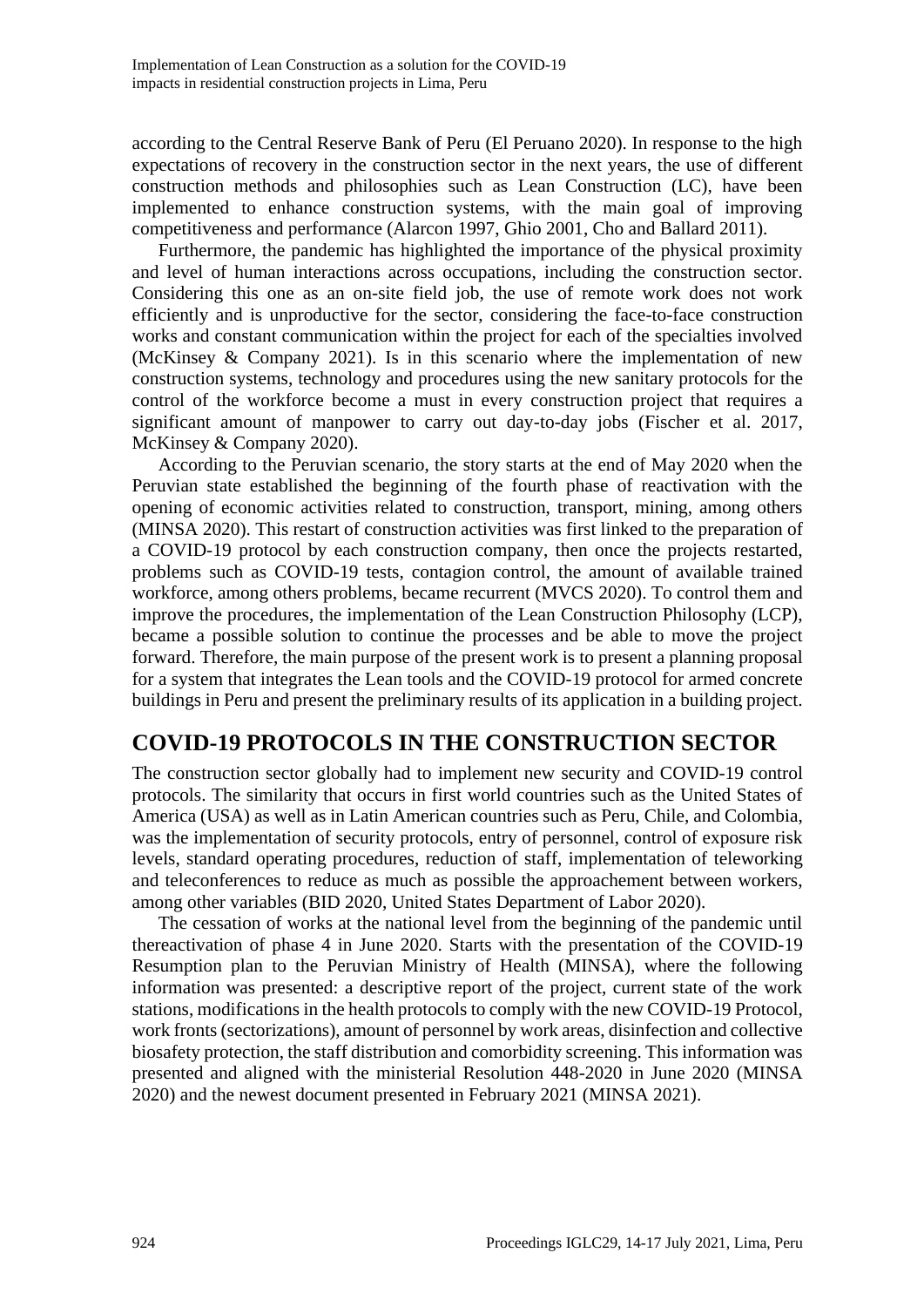according to the Central Reserve Bank of Peru (El Peruano 2020). In response to the high expectations of recovery in the construction sector in the next years, the use of different construction methods and philosophies such as Lean Construction (LC), have been implemented to enhance construction systems, with the main goal of improving competitiveness and performance (Alarcon 1997, Ghio 2001, Cho and Ballard 2011).

Furthermore, the pandemic has highlighted the importance of the physical proximity and level of human interactions across occupations, including the construction sector. Considering this one as an on-site field job, the use of remote work does not work efficiently and is unproductive for the sector, considering the face-to-face construction works and constant communication within the project for each of the specialties involved (McKinsey & Company 2021). Is in this scenario where the implementation of new construction systems, technology and procedures using the new sanitary protocols for the control of the workforce become a must in every construction project that requires a significant amount of manpower to carry out day-to-day jobs (Fischer et al. 2017, McKinsey & Company 2020).

According to the Peruvian scenario, the story starts at the end of May 2020 when the Peruvian state established the beginning of the fourth phase of reactivation with the opening of economic activities related to construction, transport, mining, among others (MINSA 2020). This restart of construction activities was first linked to the preparation of a COVID-19 protocol by each construction company, then once the projects restarted, problems such as COVID-19 tests, contagion control, the amount of available trained workforce, among others problems, became recurrent (MVCS 2020). To control them and improve the procedures, the implementation of the Lean Construction Philosophy (LCP), became a possible solution to continue the processes and be able to move the project forward. Therefore, the main purpose of the present work is to present a planning proposal for a system that integrates the Lean tools and the COVID-19 protocol for armed concrete buildings in Peru and present the preliminary results of its application in a building project.

## COVID-19 PROTOCOLS IN THE CONSTRUCTION SECTOR

The construction sector globally had to implement new security and COVID-19 control protocols. The similarity that occurs in first world countries such as the United States of America (USA) as well as in Latin American countries such as Peru, Chile, and Colombia, was the implementation of security protocols, entry of personnel, control of exposure risk levels, standard operating procedures, reduction of staff, implementation of teleworking and teleconferences to reduce as much as possible the approachement between workers, among other variables (BID 2020, United States Department of Labor 2020).

The cessation of works at the national level from the beginning of the pandemic until thereactivation of phase 4 in June 2020. Starts with the presentation of the COVID-19 Resumption plan to the Peruvian Ministry of Health (MINSA), where the following information was presented: a descriptive report of the project, current state of the work stations, modifications in the health protocols to comply with the new COVID-19 Protocol, work fronts (sectorizations), amount of personnel by work areas, disinfection and collective biosafety protection, the staff distribution and comorbidity screening. This information was presented and aligned with the ministerial Resolution 448-2020 in June 2020 (MINSA 2020) and the newest document presented in February 2021 (MINSA 2021).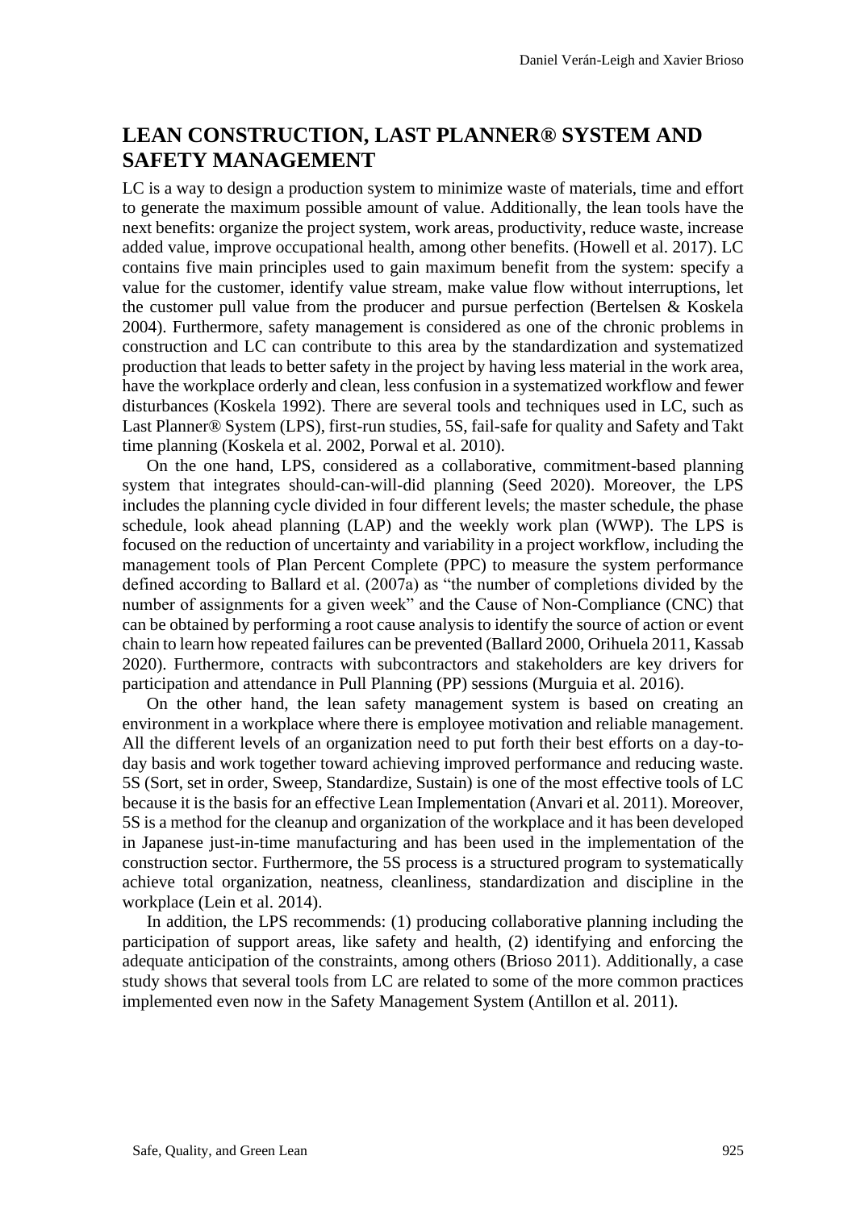## LEAN CONSTRUCTION, LAST PLANNER® SYSTEM AND SAFETY MANAGEMENT

LC is a way to design a production system to minimize waste of materials, time and effort to generate the maximum possible amount of value. Additionally, the lean tools have the next benefits: organize the project system, work areas, productivity, reduce waste, increase added value, improve occupational health, among other benefits. (Howell et al. 2017). LC contains five main principles used to gain maximum benefit from the system: specify a value for the customer, identify value stream, make value flow without interruptions, let the customer pull value from the producer and pursue perfection (Bertelsen & Koskela 2004). Furthermore, safety management is considered as one of the chronic problems in construction and LC can contribute to this area by the standardization and systematized production that leads to better safety in the project by having less material in the work area, have the workplace orderly and clean, less confusion in a systematized workflow and fewer disturbances (Koskela 1992). There are several tools and techniques used in LC, such as Last Planner® System (LPS), first-run studies, 5S, fail-safe for quality and Safety and Takt time planning (Koskela et al. 2002, Porwal et al. 2010).

On the one hand, LPS, considered as a collaborative, commitment-based planning system that integrates should-can-will-did planning (Seed 2020). Moreover, the LPS includes the planning cycle divided in four different levels; the master schedule, the phase schedule, look ahead planning (LAP) and the weekly work plan (WWP). The LPS is focused on the reduction of uncertainty and variability in a project workflow, including the management tools of Plan Percent Complete (PPC) to measure the system performance defined according to Ballard et al. (2007a) as "the number of completions divided by the number of assignments for a given week" and the Cause of Non-Compliance (CNC) that can be obtained by performing a root cause analysis to identify the source of action or event chain to learn how repeated failures can be prevented (Ballard 2000, Orihuela 2011, Kassab 2020). Furthermore, contracts with subcontractors and stakeholders are key drivers for participation and attendance in Pull Planning (PP) sessions (Murguia et al. 2016).

On the other hand, the lean safety management system is based on creating an environment in a workplace where there is employee motivation and reliable management. All the different levels of an organization need to put forth their best efforts on a day-to-day basis and work together toward achieving improved performance and reducing waste. 5S (Sort, set in order, Sweep, Standardize, Sustain) is one of the most effective tools of LC because it is the basis for an effective Lean Implementation (Anvari et al. 2011). Moreover, 5S is a method for the cleanup and organization of the workplace and it has been developed in Japanese just-in-time manufacturing and has been used in the implementation of the construction sector. Furthermore, the 5S process is a structured program to systematically achieve total organization, neatness, cleanliness, standardization and discipline in the workplace (Lein et al. 2014).

In addition, the LPS recommends: (1) producing collaborative planning including the participation of support areas, like safety and health, (2) identifying and enforcing the adequate anticipation of the constraints, among others (Brioso 2011). Additionally, a case study shows that several tools from LC are related to some of the more common practices implemented even now in the Safety Management System (Antillon et al. 2011).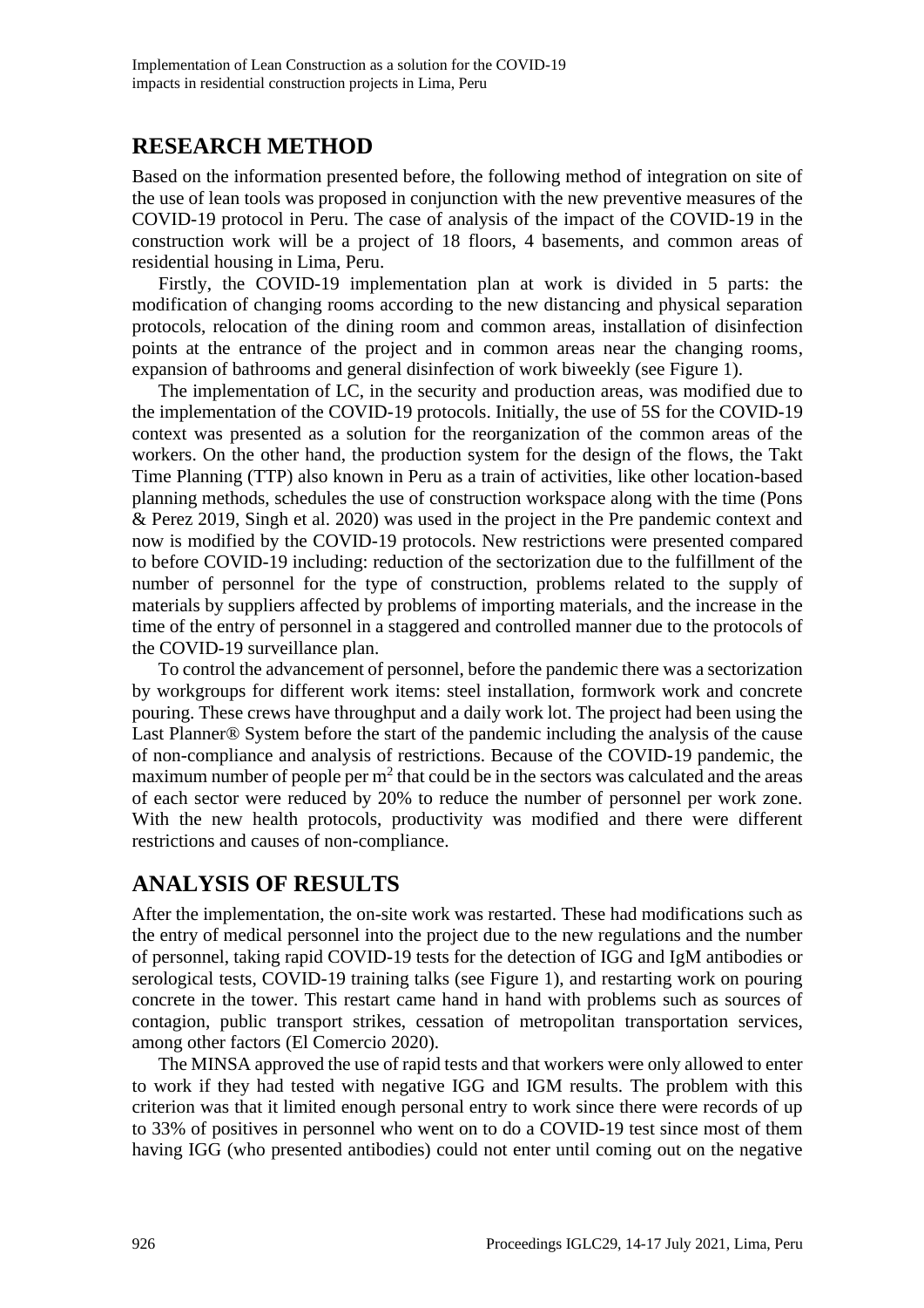## RESEARCH METHOD

Based on the information presented before, the following method of integration on site of the use of lean tools was proposed in conjunction with the new preventive measures of the COVID-19 protocol in Peru. The case of analysis of the impact of the COVID-19 in the construction work will be a project of 18 floors, 4 basements, and common areas of residential housing in Lima, Peru.

Firstly, the COVID-19 implementation plan at work is divided in 5 parts: the modification of changing rooms according to the new distancing and physical separation protocols, relocation of the dining room and common areas, installation of disinfection points at the entrance of the project and in common areas near the changing rooms, expansion of bathrooms and general disinfection of work biweekly (see Figure 1).

The implementation of LC, in the security and production areas, was modified due to the implementation of the COVID-19 protocols. Initially, the use of 5S for the COVID-19 context was presented as a solution for the reorganization of the common areas of the workers. On the other hand, the production system for the design of the flows, the Takt Time Planning (TTP) also known in Peru as a train of activities, like other location-based planning methods, schedules the use of construction workspace along with the time (Pons & Perez 2019, Singh et al. 2020) was used in the project in the Pre pandemic context and now is modified by the COVID-19 protocols. New restrictions were presented compared to before COVID-19 including: reduction of the sectorization due to the fulfillment of the number of personnel for the type of construction, problems related to the supply of materials by suppliers affected by problems of importing materials, and the increase in the time of the entry of personnel in a staggered and controlled manner due to the protocols of the COVID-19 surveillance plan.

To control the advancement of personnel, before the pandemic there was a sectorization by workgroups for different work items: steel installation, formwork work and concrete pouring. These crews have throughput and a daily work lot. The project had been using the Last Planner® System before the start of the pandemic including the analysis of the cause of non-compliance and analysis of restrictions. Because of the COVID-19 pandemic, the maximum number of people per $m^2$ that could be in the sectors was calculated and the areas of each sector were reduced by 20% to reduce the number of personnel per work zone. With the new health protocols, productivity was modified and there were different restrictions and causes of non-compliance.

## ANALYSIS OF RESULTS

After the implementation, the on-site work was restarted. These had modifications such as the entry of medical personnel into the project due to the new regulations and the number of personnel, taking rapid COVID-19 tests for the detection of IGG and IgM antibodies or serological tests, COVID-19 training talks (see Figure 1), and restarting work on pouring concrete in the tower. This restart came hand in hand with problems such as sources of contagion, public transport strikes, cessation of metropolitan transportation services, among other factors (El Comercio 2020).

The MINSA approved the use of rapid tests and that workers were only allowed to enter to work if they had tested with negative IGG and IGM results. The problem with this criterion was that it limited enough personal entry to work since there were records of up to 33% of positives in personnel who went on to do a COVID-19 test since most of them having IGG (who presented antibodies) could not enter until coming out on the negative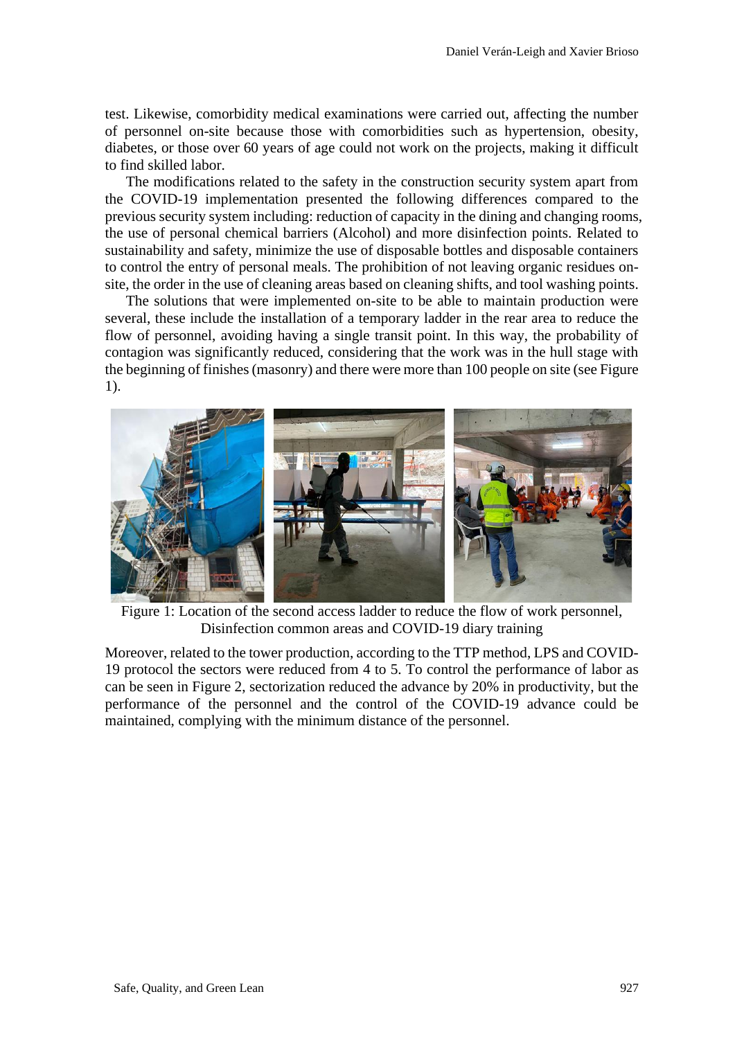test. Likewise, comorbidity medical examinations were carried out, affecting the number of personnel on-site because those with comorbidities such as hypertension, obesity, diabetes, or those over 60 years of age could not work on the projects, making it difficult to find skilled labor.

The modifications related to the safety in the construction security system apart from the COVID-19 implementation presented the following differences compared to the previous security system including: reduction of capacity in the dining and changing rooms, the use of personal chemical barriers (Alcohol) and more disinfection points. Related to sustainability and safety, minimize the use of disposable bottles and disposable containers to control the entry of personal meals. The prohibition of not leaving organic residues on-site, the order in the use of cleaning areas based on cleaning shifts, and tool washing points.

The solutions that were implemented on-site to be able to maintain production were several, these include the installation of a temporary ladder in the rear area to reduce the flow of personnel, avoiding having a single transit point. In this way, the probability of contagion was significantly reduced, considering that the work was in the hull stage with the beginning of finishes (masonry) and there were more than 100 people on site (see Figure 1).

Figure 1: Location of the second access ladder to reduce the flow of work personnel, Disinfection common areas and COVID-19 diary training

Moreover, related to the tower production, according to the TTP method, LPS and COVID-19 protocol the sectors were reduced from 4 to 5. To control the performance of labor as can be seen in Figure 2, sectorization reduced the advance by 20% in productivity, but the performance of the personnel and the control of the COVID-19 advance could be maintained, complying with the minimum distance of the personnel.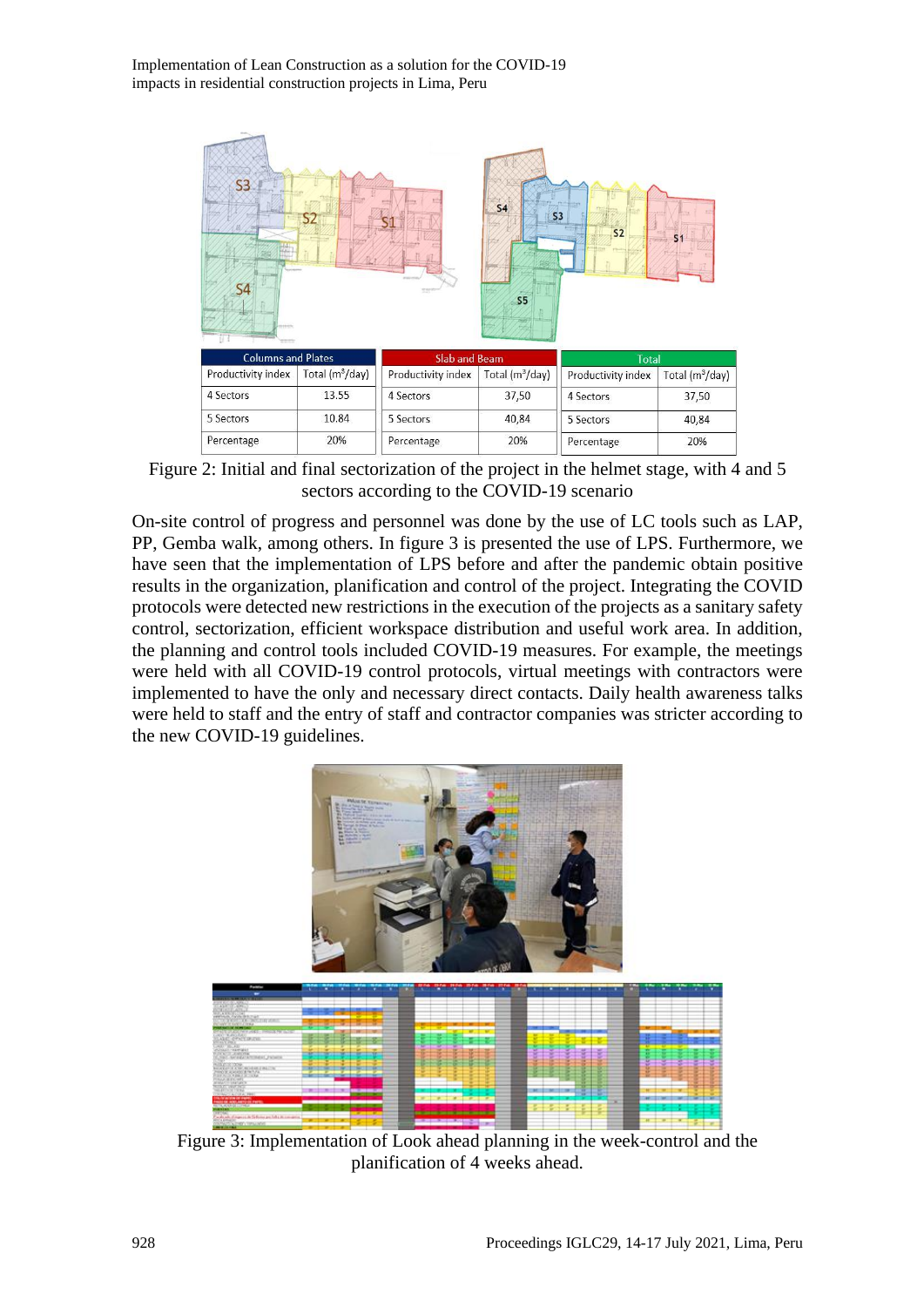| Columns and Plates | | Slab and Beam | | Total | |
|---|---|---|---|---|---|
| Productivity index | Total (m³/day) | Productivity index | Total (m³/day) | Productivity index | Total (m³/day) |
| 4 Sectors | 13.55 | 4 Sectors | 37,50 | 4 Sectors | 37,50 |
| 5 Sectors | 10.84 | 5 Sectors | 40,84 | 5 Sectors | 40,84 |
| Percentage | 20% | Percentage | 20% | Percentage | 20% |

Figure 2: Initial and final sectorization of the project in the helmet stage, with 4 and 5 sectors according to the COVID-19 scenario

On-site control of progress and personnel was done by the use of LC tools such as LAP, PP, Gemba walk, among others. In figure 3 is presented the use of LPS. Furthermore, we have seen that the implementation of LPS before and after the pandemic obtain positive results in the organization, planification and control of the project. Integrating the COVID protocols were detected new restrictions in the execution of the projects as a sanitary safety control, sectorization, efficient workspace distribution and useful work area. In addition, the planning and control tools included COVID-19 measures. For example, the meetings were held with all COVID-19 control protocols, virtual meetings with contractors were implemented to have the only and necessary direct contacts. Daily health awareness talks were held to staff and the entry of staff and contractor companies was stricter according to the new COVID-19 guidelines.

Figure 3: Implementation of Look ahead planning in the week-control and the planification of 4 weeks ahead.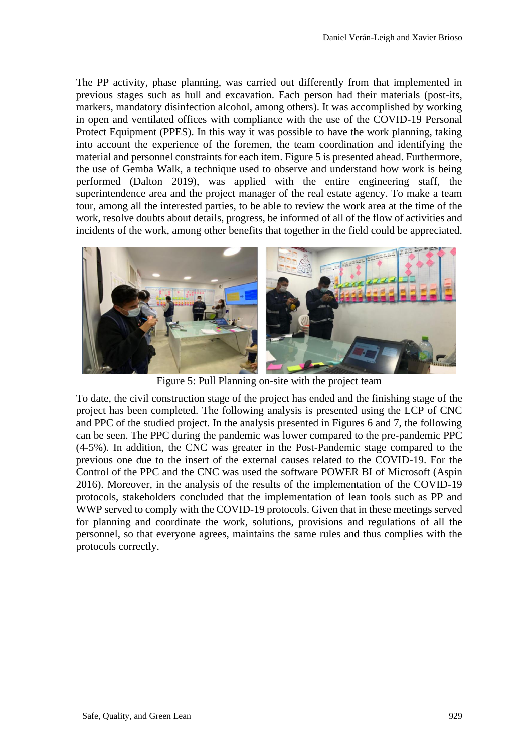The PP activity, phase planning, was carried out differently from that implemented in previous stages such as hull and excavation. Each person had their materials (post-its, markers, mandatory disinfection alcohol, among others). It was accomplished by working in open and ventilated offices with compliance with the use of the COVID-19 Personal Protect Equipment (PPES). In this way it was possible to have the work planning, taking into account the experience of the foremen, the team coordination and identifying the material and personnel constraints for each item. Figure 5 is presented ahead. Furthermore, the use of Gemba Walk, a technique used to observe and understand how work is being performed (Dalton 2019), was applied with the entire engineering staff, the superintendence area and the project manager of the real estate agency. To make a team tour, among all the interested parties, to be able to review the work area at the time of the work, resolve doubts about details, progress, be informed of all of the flow of activities and incidents of the work, among other benefits that together in the field could be appreciated.

Figure 5: Pull Planning on-site with the project team

To date, the civil construction stage of the project has ended and the finishing stage of the project has been completed. The following analysis is presented using the LCP of CNC and PPC of the studied project. In the analysis presented in Figures 6 and 7, the following can be seen. The PPC during the pandemic was lower compared to the pre-pandemic PPC (4-5%). In addition, the CNC was greater in the Post-Pandemic stage compared to the previous one due to the insert of the external causes related to the COVID-19. For the Control of the PPC and the CNC was used the software POWER BI of Microsoft (Aspin 2016). Moreover, in the analysis of the results of the implementation of the COVID-19 protocols, stakeholders concluded that the implementation of lean tools such as PP and WWP served to comply with the COVID-19 protocols. Given that in these meetings served for planning and coordinate the work, solutions, provisions and regulations of all the personnel, so that everyone agrees, maintains the same rules and thus complies with the protocols correctly.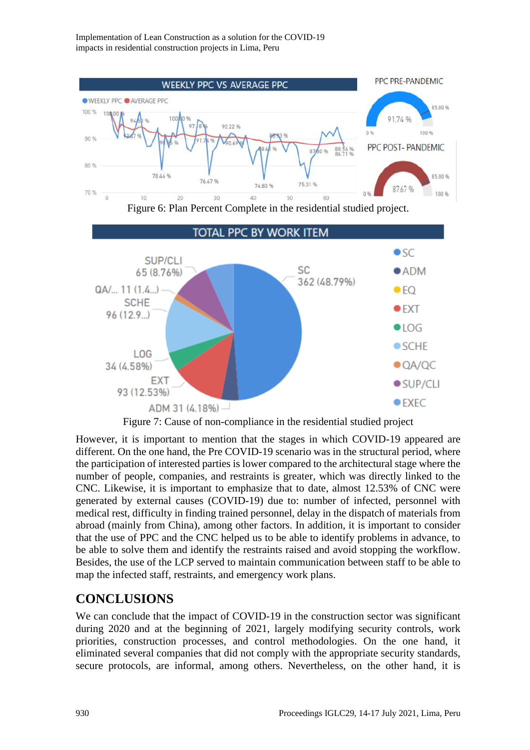Figure 6: Plan Percent Complete in the residential studied project.

Figure 7: Cause of non-compliance in the residential studied project

However, it is important to mention that the stages in which COVID-19 appeared are different. On the one hand, the Pre COVID-19 scenario was in the structural period, where the participation of interested parties is lower compared to the architectural stage where the number of people, companies, and restraints is greater, which was directly linked to the CNC. Likewise, it is important to emphasize that to date, almost 12.53% of CNC were generated by external causes (COVID-19) due to: number of infected, personnel with medical rest, difficulty in finding trained personnel, delay in the dispatch of materials from abroad (mainly from China), among other factors. In addition, it is important to consider that the use of PPC and the CNC helped us to be able to identify problems in advance, to be able to solve them and identify the restraints raised and avoid stopping the workflow. Besides, the use of the LCP served to maintain communication between staff to be able to map the infected staff, restraints, and emergency work plans.

## CONCLUSIONS

We can conclude that the impact of COVID-19 in the construction sector was significant during 2020 and at the beginning of 2021, largely modifying security controls, work priorities, construction processes, and control methodologies. On the one hand, it eliminated several companies that did not comply with the appropriate security standards, secure protocols, are informal, among others. Nevertheless, on the other hand, it is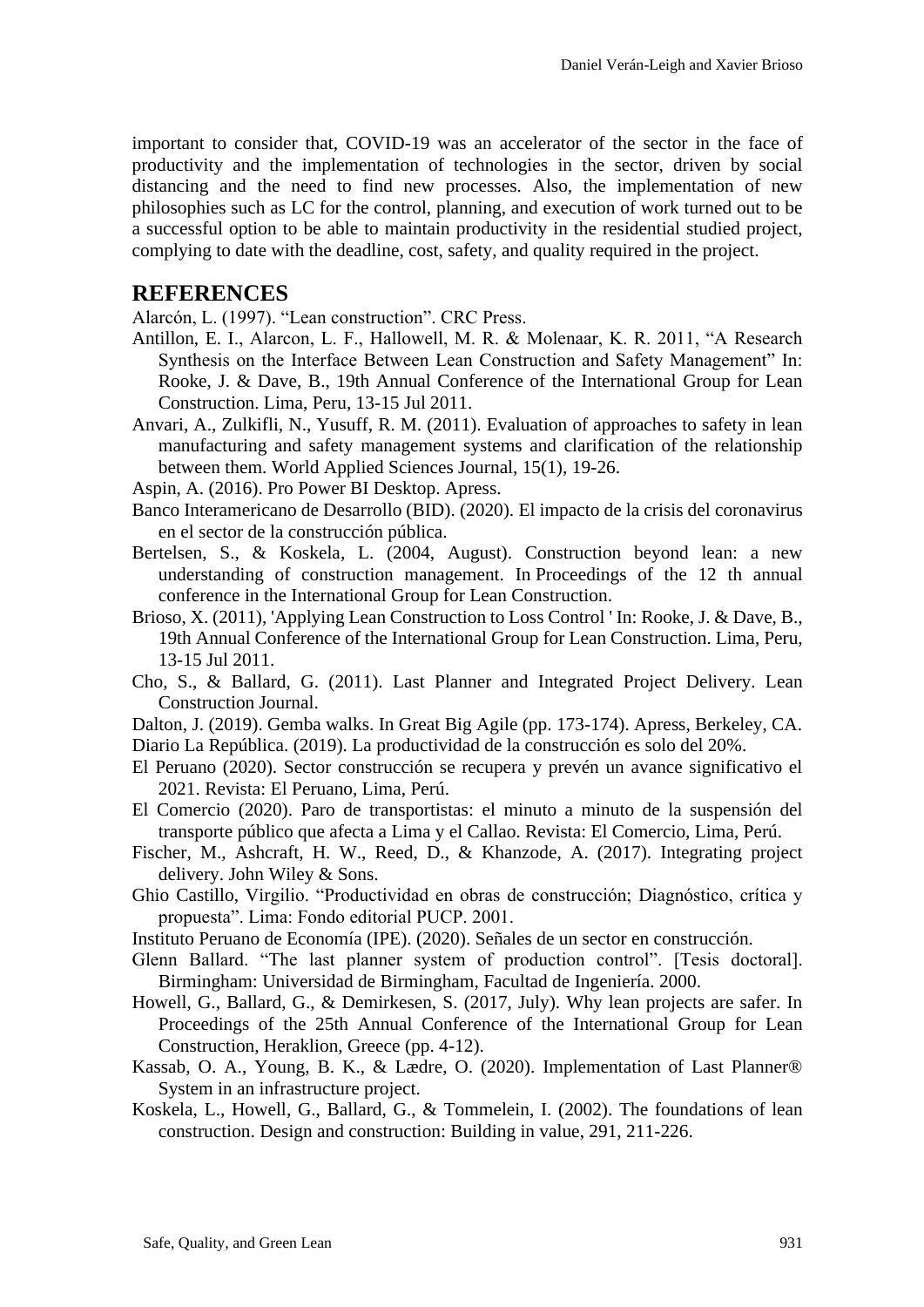important to consider that, COVID-19 was an accelerator of the sector in the face of productivity and the implementation of technologies in the sector, driven by social distancing and the need to find new processes. Also, the implementation of new philosophies such as LC for the control, planning, and execution of work turned out to be a successful option to be able to maintain productivity in the residential studied project, complying to date with the deadline, cost, safety, and quality required in the project.

## REFERENCES

Alarcón, L. (1997). “Lean construction”. CRC Press.

Antillon, E. I., Alarcon, L. F., Hallowell, M. R. & Molenaar, K. R. 2011, “A Research Synthesis on the Interface Between Lean Construction and Safety Management” In: Rooke, J. & Dave, B., 19th Annual Conference of the International Group for Lean Construction. Lima, Peru, 13-15 Jul 2011.

Anvari, A., Zulkifli, N., Yusuff, R. M. (2011). Evaluation of approaches to safety in lean manufacturing and safety management systems and clarification of the relationship between them. World Applied Sciences Journal, 15(1), 19-26.

Aspin, A. (2016). Pro Power BI Desktop. Apress.

Banco Interamericano de Desarrollo (BID). (2020). El impacto de la crisis del coronavirus en el sector de la construcción pública.

Bertelsen, S., & Koskela, L. (2004, August). Construction beyond lean: a new understanding of construction management. In Proceedings of the 12 th annual conference in the International Group for Lean Construction.

Brioso, X. (2011), 'Applying Lean Construction to Loss Control ' In: Rooke, J. & Dave, B., 19th Annual Conference of the International Group for Lean Construction. Lima, Peru, 13-15 Jul 2011.

Cho, S., & Ballard, G. (2011). Last Planner and Integrated Project Delivery. Lean Construction Journal.

Dalton, J. (2019). Gemba walks. In Great Big Agile (pp. 173-174). Apress, Berkeley, CA.

Diario La República. (2019). La productividad de la construcción es solo del 20%.

El Peruano (2020). Sector construcción se recupera y prevén un avance significativo el 2021. Revista: El Peruano, Lima, Perú.

El Comercio (2020). Paro de transportistas: el minuto a minuto de la suspensión del transporte público que afecta a Lima y el Callao. Revista: El Comercio, Lima, Perú.

Fischer, M., Ashcraft, H. W., Reed, D., & Khanzode, A. (2017). Integrating project delivery. John Wiley & Sons.

Ghio Castillo, Virgilio. “Productividad en obras de construcción; Diagnóstico, crítica y propuesta”. Lima: Fondo editorial PUCP. 2001.

Instituto Peruano de Economía (IPE). (2020). Señales de un sector en construcción.

Glenn Ballard. “The last planner system of production control”. [Tesis doctoral]. Birmingham: Universidad de Birmingham, Facultad de Ingeniería. 2000.

Howell, G., Ballard, G., & Demirkesen, S. (2017, July). Why lean projects are safer. In Proceedings of the 25th Annual Conference of the International Group for Lean Construction, Heraklion, Greece (pp. 4-12).

Kassab, O. A., Young, B. K., & Lædre, O. (2020). Implementation of Last Planner® System in an infrastructure project.

Koskela, L., Howell, G., Ballard, G., & Tommelein, I. (2002). The foundations of lean construction. Design and construction: Building in value, 291, 211-226.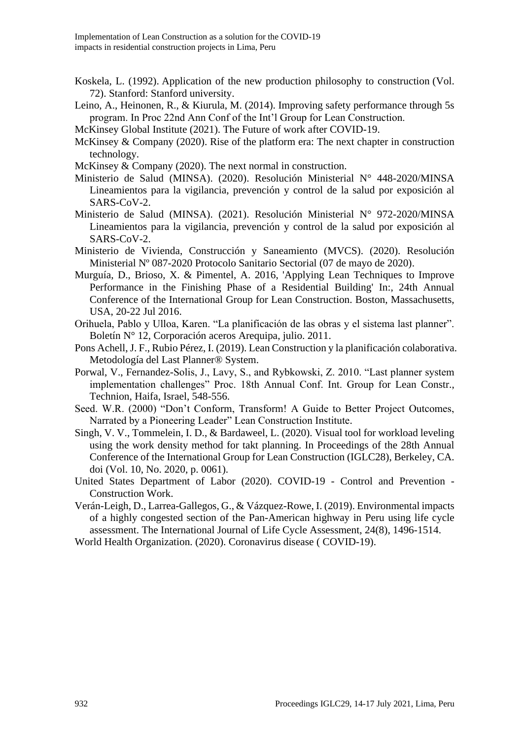Koskela, L. (1992). Application of the new production philosophy to construction (Vol. 72). Stanford: Stanford university.

Leino, A., Heinonen, R., & Kiurula, M. (2014). Improving safety performance through 5s program. In Proc 22nd Ann Conf of the Int'l Group for Lean Construction.

McKinsey Global Institute (2021). The Future of work after COVID-19.

McKinsey & Company (2020). Rise of the platform era: The next chapter in construction technology.

McKinsey & Company (2020). The next normal in construction.

Ministerio de Salud (MINSA). (2020). Resolución Ministerial N° 448-2020/MINSA Lineamientos para la vigilancia, prevención y control de la salud por exposición al SARS-CoV-2.

Ministerio de Salud (MINSA). (2021). Resolución Ministerial N° 972-2020/MINSA Lineamientos para la vigilancia, prevención y control de la salud por exposición al SARS-CoV-2.

Ministerio de Vivienda, Construcción y Saneamiento (MVCS). (2020). Resolución Ministerial Nº 087-2020 Protocolo Sanitario Sectorial (07 de mayo de 2020).

Murguía, D., Brioso, X. & Pimentel, A. 2016, 'Applying Lean Techniques to Improve Performance in the Finishing Phase of a Residential Building' In:, 24th Annual Conference of the International Group for Lean Construction. Boston, Massachusetts, USA, 20-22 Jul 2016.

Orihuela, Pablo y Ulloa, Karen. "La planificación de las obras y el sistema last planner". Boletín N° 12, Corporación aceros Arequipa, julio. 2011.

Pons Achell, J. F., Rubio Pérez, I. (2019). Lean Construction y la planificación colaborativa. Metodología del Last Planner® System.

Porwal, V., Fernandez-Solis, J., Lavy, S., and Rybkowski, Z. 2010. "Last planner system implementation challenges" Proc. 18th Annual Conf. Int. Group for Lean Constr., Technion, Haifa, Israel, 548-556.

Seed. W.R. (2000) "Don't Conform, Transform! A Guide to Better Project Outcomes, Narrated by a Pioneering Leader" Lean Construction Institute.

Singh, V. V., Tommelein, I. D., & Bardaweel, L. (2020). Visual tool for workload leveling using the work density method for takt planning. In Proceedings of the 28th Annual Conference of the International Group for Lean Construction (IGLC28), Berkeley, CA. doi (Vol. 10, No. 2020, p. 0061).

United States Department of Labor (2020). COVID-19 - Control and Prevention - Construction Work.

Verán-Leigh, D., Larrea-Gallegos, G., & Vázquez-Rowe, I. (2019). Environmental impacts of a highly congested section of the Pan-American highway in Peru using life cycle assessment. The International Journal of Life Cycle Assessment, 24(8), 1496-1514.

World Health Organization. (2020). Coronavirus disease ( COVID-19).